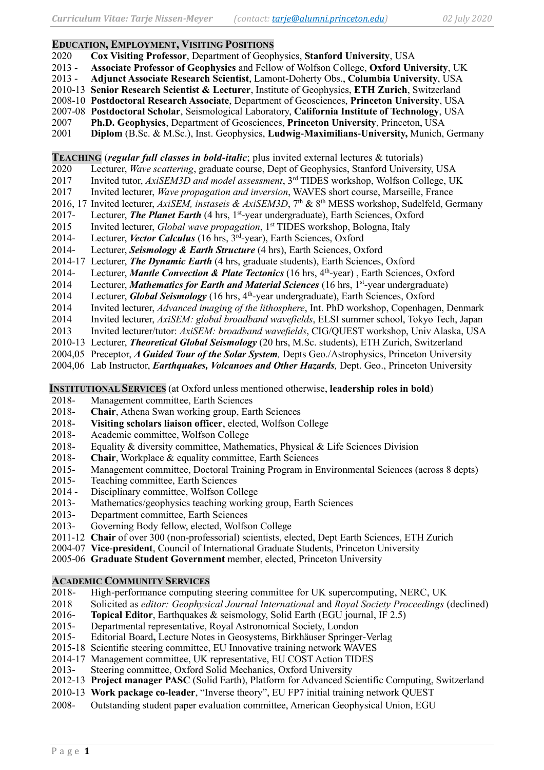Curriculum Vitae: Tarje Nissen-Meyer (contact: tarje@alumni.princeton.edu) 02 July 2020

## EDUCATION, EMPLOYMENT, VISITING POSITIONS

2020 **Cox Visiting Professor**, Department of Geophysics, **Stanford University**, USA
2013 - **Associate Professor of Geophysics** and Fellow of Wolfson College, **Oxford University**, UK
2013 - **Adjunct Associate Research Scientist**, Lamont-Doherty Obs., **Columbia University**, USA
2010-13 **Senior Research Scientist & Lecturer**, Institute of Geophysics, **ETH Zurich**, Switzerland
2008-10 **Postdoctoral Research Associate**, Department of Geosciences, **Princeton University**, USA
2007-08 **Postdoctoral Scholar**, Seismological Laboratory, **California Institute of Technology**, USA
2007 **Ph.D. Geophysics**, Department of Geosciences, **Princeton University**, Princeton, USA
2001 **Diplom** (B.Sc. & M.Sc.), Inst. Geophysics, **Ludwig-Maximilians-University,** Munich, Germany

## TEACHING (*regular full classes in bold-italic*; plus invited external lectures & tutorials)

2020 Lecturer, *Wave scattering*, graduate course, Dept of Geophysics, Stanford University, USA
2017 Invited tutor, *AxiSEM3D and model assessment*, 3rd TIDES workshop, Wolfson College, UK
2017 Invited lecturer, *Wave propagation and inversion*, WAVES short course, Marseille, France
2016, 17 Invited lecturer, *AxiSEM, instaseis & AxiSEM3D*, 7th & 8th MESS workshop, Sudelfeld, Germany
2017- Lecturer, ***The Planet Earth*** (4 hrs, 1st-year undergraduate), Earth Sciences, Oxford
2015 Invited lecturer, *Global wave propagation*, 1st TIDES workshop, Bologna, Italy
2014- Lecturer, ***Vector Calculus*** (16 hrs, 3rd-year), Earth Sciences, Oxford
2014- Lecturer, ***Seismology & Earth Structure*** (4 hrs), Earth Sciences, Oxford
2014-17 Lecturer, ***The Dynamic Earth*** (4 hrs, graduate students), Earth Sciences, Oxford
2014- Lecturer, ***Mantle Convection & Plate Tectonics*** (16 hrs, 4th-year) , Earth Sciences, Oxford
2014 Lecturer, ***Mathematics for Earth and Material Sciences*** (16 hrs, 1st-year undergraduate)
2014 Lecturer, ***Global Seismology*** (16 hrs, 4th-year undergraduate), Earth Sciences, Oxford
2014 Invited lecturer, *Advanced imaging of the lithosphere*, Int. PhD workshop, Copenhagen, Denmark
2014 Invited lecturer, *AxiSEM: global broadband wavefields*, ELSI summer school, Tokyo Tech, Japan
2013 Invited lecturer/tutor: *AxiSEM: broadband wavefields*, CIG/QUEST workshop, Univ Alaska, USA
2010-13 Lecturer, ***Theoretical Global Seismology*** (20 hrs, M.Sc. students), ETH Zurich, Switzerland
2004,05 Preceptor, ***A Guided Tour of the Solar System****,* Depts Geo./Astrophysics, Princeton University
2004,06 Lab Instructor, ***Earthquakes, Volcanoes and Other Hazards****,* Dept. Geo., Princeton University

## INSTITUTIONAL SERVICES (at Oxford unless mentioned otherwise, **leadership roles in bold**)

2018- Management committee, Earth Sciences
2018- **Chair**, Athena Swan working group, Earth Sciences
2018- **Visiting scholars liaison officer**, elected, Wolfson College
2018- Academic committee, Wolfson College
2018- Equality & diversity committee, Mathematics, Physical & Life Sciences Division
2018- **Chair**, Workplace & equality committee, Earth Sciences
2015- Management committee, Doctoral Training Program in Environmental Sciences (across 8 depts)
2015- Teaching committee, Earth Sciences
2014 - Disciplinary committee, Wolfson College
2013- Mathematics/geophysics teaching working group, Earth Sciences
2013- Department committee, Earth Sciences
2013- Governing Body fellow, elected, Wolfson College
2011-12 **Chair** of over 300 (non-professorial) scientists, elected, Dept Earth Sciences, ETH Zurich
2004-07 **Vice-president**, Council of International Graduate Students, Princeton University
2005-06 **Graduate Student Government** member, elected, Princeton University

## ACADEMIC COMMUNITY SERVICES

2018- High-performance computing steering committee for UK supercomputing, NERC, UK
2018 Solicited as *editor: Geophysical Journal International* and *Royal Society Proceedings* (declined)
2016- **Topical Editor**, Earthquakes & seismology, Solid Earth (EGU journal, IF 2.5)
2015- Departmental representative, Royal Astronomical Society, London
2015- Editorial Board**,** Lecture Notes in Geosystems, Birkhäuser Springer-Verlag
2015-18 Scientific steering committee, EU Innovative training network WAVES
2014-17 Management committee, UK representative, EU COST Action TIDES
2013- Steering committee, Oxford Solid Mechanics, Oxford University
2012-13 **Project manager PASC** (Solid Earth), Platform for Advanced Scientific Computing, Switzerland
2010-13 **Work package co-leader**, "Inverse theory", EU FP7 initial training network QUEST
2008- Outstanding student paper evaluation committee, American Geophysical Union, EGU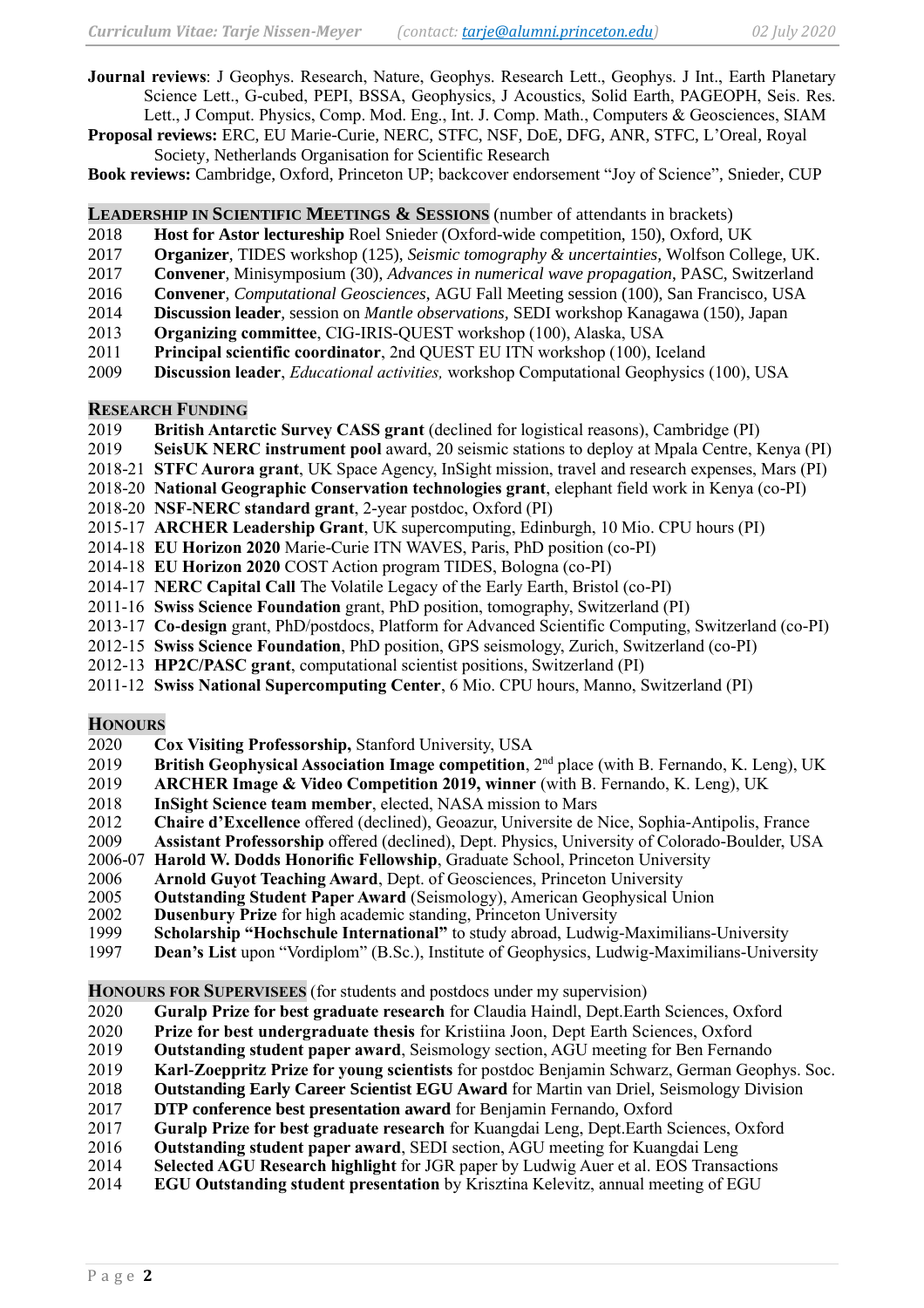**Journal reviews**: J Geophys. Research, Nature, Geophys. Research Lett., Geophys. J Int., Earth Planetary Science Lett., G-cubed, PEPI, BSSA, Geophysics, J Acoustics, Solid Earth, PAGEOPH, Seis. Res. Lett., J Comput. Physics, Comp. Mod. Eng., Int. J. Comp. Math., Computers & Geosciences, SIAM

**Proposal reviews:** ERC, EU Marie-Curie, NERC, STFC, NSF, DoE, DFG, ANR, STFC, L'Oreal, Royal Society, Netherlands Organisation for Scientific Research

**Book reviews:** Cambridge, Oxford, Princeton UP; backcover endorsement "Joy of Science", Snieder, CUP

## Leadership in Scientific Meetings & Sessions (number of attendants in brackets)

2018 **Host for Astor lectureship** Roel Snieder (Oxford-wide competition, 150), Oxford, UK
2017 **Organizer**, TIDES workshop (125), *Seismic tomography & uncertainties,* Wolfson College, UK.
2017 **Convener**, Minisymposium (30), *Advances in numerical wave propagation*, PASC, Switzerland
2016 **Convener**, *Computational Geosciences*, AGU Fall Meeting session (100), San Francisco, USA
2014 **Discussion leader**, session on *Mantle observations,* SEDI workshop Kanagawa (150), Japan
2013 **Organizing committee**, CIG-IRIS-QUEST workshop (100), Alaska, USA
2011 **Principal scientific coordinator**, 2nd QUEST EU ITN workshop (100), Iceland
2009 **Discussion leader**, *Educational activities,* workshop Computational Geophysics (100), USA

## Research Funding

2019 **British Antarctic Survey CASS grant** (declined for logistical reasons), Cambridge (PI)
2019 **SeisUK NERC instrument pool** award, 20 seismic stations to deploy at Mpala Centre, Kenya (PI)
2018-21 **STFC Aurora grant**, UK Space Agency, InSight mission, travel and research expenses, Mars (PI)
2018-20 **National Geographic Conservation technologies grant**, elephant field work in Kenya (co-PI)
2018-20 **NSF-NERC standard grant**, 2-year postdoc, Oxford (PI)
2015-17 **ARCHER Leadership Grant**, UK supercomputing, Edinburgh, 10 Mio. CPU hours (PI)
2014-18 **EU Horizon 2020** Marie-Curie ITN WAVES, Paris, PhD position (co-PI)
2014-18 **EU Horizon 2020** COST Action program TIDES, Bologna (co-PI)
2014-17 **NERC Capital Call** The Volatile Legacy of the Early Earth, Bristol (co-PI)
2011-16 **Swiss Science Foundation** grant, PhD position, tomography, Switzerland (PI)
2013-17 **Co-design** grant, PhD/postdocs, Platform for Advanced Scientific Computing, Switzerland (co-PI)
2012-15 **Swiss Science Foundation**, PhD position, GPS seismology, Zurich, Switzerland (co-PI)
2012-13 **HP2C/PASC grant**, computational scientist positions, Switzerland (PI)
2011-12 **Swiss National Supercomputing Center**, 6 Mio. CPU hours, Manno, Switzerland (PI)

## Honours

2020 **Cox Visiting Professorship,** Stanford University, USA
2019 **British Geophysical Association Image competition**, 2nd place (with B. Fernando, K. Leng), UK
2019 **ARCHER Image & Video Competition 2019, winner** (with B. Fernando, K. Leng), UK
2018 **InSight Science team member**, elected, NASA mission to Mars
2012 **Chaire d'Excellence** offered (declined), Geoazur, Universite de Nice, Sophia-Antipolis, France
2009 **Assistant Professorship** offered (declined), Dept. Physics, University of Colorado-Boulder, USA
2006-07 **Harold W. Dodds Honorific Fellowship**, Graduate School, Princeton University
2006 **Arnold Guyot Teaching Award**, Dept. of Geosciences, Princeton University
2005 **Outstanding Student Paper Award** (Seismology), American Geophysical Union
2002 **Dusenbury Prize** for high academic standing, Princeton University
1999 **Scholarship "Hochschule International"** to study abroad, Ludwig-Maximilians-University
1997 **Dean's List** upon "Vordiplom" (B.Sc.), Institute of Geophysics, Ludwig-Maximilians-University

## Honours for Supervisees (for students and postdocs under my supervision)

2020 **Guralp Prize for best graduate research** for Claudia Haindl, Dept.Earth Sciences, Oxford
2020 **Prize for best undergraduate thesis** for Kristiina Joon, Dept Earth Sciences, Oxford
2019 **Outstanding student paper award**, Seismology section, AGU meeting for Ben Fernando
2019 **Karl-Zoeppritz Prize for young scientists** for postdoc Benjamin Schwarz, German Geophys. Soc.
2018 **Outstanding Early Career Scientist EGU Award** for Martin van Driel, Seismology Division
2017 **DTP conference best presentation award** for Benjamin Fernando, Oxford
2017 **Guralp Prize for best graduate research** for Kuangdai Leng, Dept.Earth Sciences, Oxford
2016 **Outstanding student paper award**, SEDI section, AGU meeting for Kuangdai Leng
2014 **Selected AGU Research highlight** for JGR paper by Ludwig Auer et al. EOS Transactions
2014 **EGU Outstanding student presentation** by Krisztina Kelevitz, annual meeting of EGU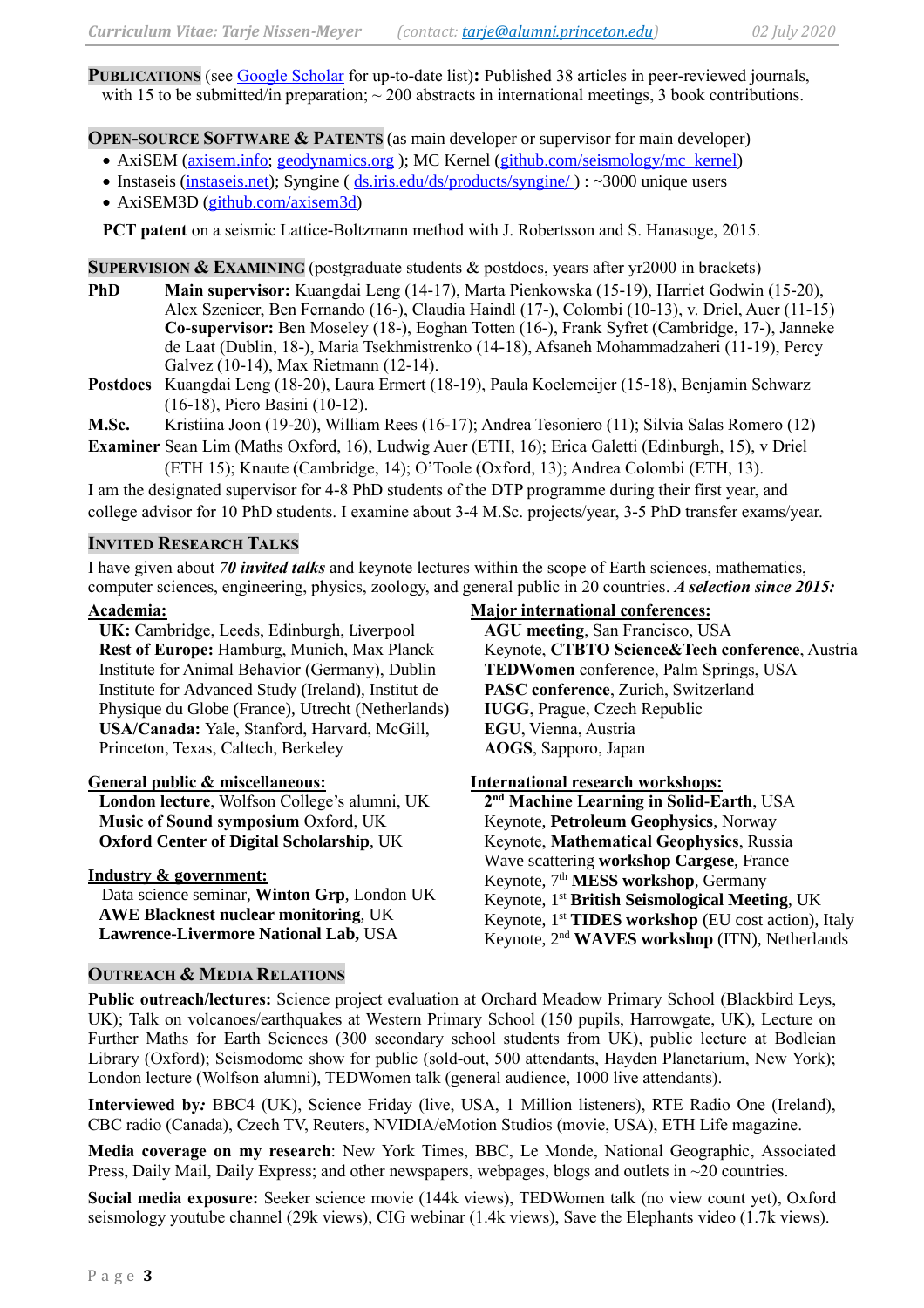## PUBLICATIONS

(see Google Scholar for up-to-date list)**:** Published 38 articles in peer-reviewed journals, with 15 to be submitted/in preparation; ~ 200 abstracts in international meetings, 3 book contributions.

## OPEN-SOURCE SOFTWARE & PATENTS

(as main developer or supervisor for main developer)

- AxiSEM (axisem.info; geodynamics.org ); MC Kernel (github.com/seismology/mc_kernel)
- Instaseis (instaseis.net); Syngine ( ds.iris.edu/ds/products/syngine/ ) : ~3000 unique users
- AxiSEM3D (github.com/axisem3d)

**PCT patent** on a seismic Lattice-Boltzmann method with J. Robertsson and S. Hanasoge, 2015.

## SUPERVISION & EXAMINING

(postgraduate students & postdocs, years after yr2000 in brackets)

**PhD** **Main supervisor:** Kuangdai Leng (14-17), Marta Pienkowska (15-19), Harriet Godwin (15-20), Alex Szenicer, Ben Fernando (16-), Claudia Haindl (17-), Colombi (10-13), v. Driel, Auer (11-15) **Co-supervisor:** Ben Moseley (18-), Eoghan Totten (16-), Frank Syfret (Cambridge, 17-), Janneke de Laat (Dublin, 18-), Maria Tsekhmistrenko (14-18), Afsaneh Mohammadzaheri (11-19), Percy Galvez (10-14), Max Rietmann (12-14).

**Postdocs** Kuangdai Leng (18-20), Laura Ermert (18-19), Paula Koelemeijer (15-18), Benjamin Schwarz (16-18), Piero Basini (10-12).

**M.Sc.** Kristiina Joon (19-20), William Rees (16-17); Andrea Tesoniero (11); Silvia Salas Romero (12)

**Examiner** Sean Lim (Maths Oxford, 16), Ludwig Auer (ETH, 16); Erica Galetti (Edinburgh, 15), v Driel (ETH 15); Knaute (Cambridge, 14); O'Toole (Oxford, 13); Andrea Colombi (ETH, 13).

I am the designated supervisor for 4-8 PhD students of the DTP programme during their first year, and college advisor for 10 PhD students. I examine about 3-4 M.Sc. projects/year, 3-5 PhD transfer exams/year.

## INVITED RESEARCH TALKS

I have given about ***70 invited talks*** and keynote lectures within the scope of Earth sciences, mathematics, computer sciences, engineering, physics, zoology, and general public in 20 countries. ***A selection since 2015:***

**Academia:**

**UK:** Cambridge, Leeds, Edinburgh, Liverpool
**Rest of Europe:** Hamburg, Munich, Max Planck Institute for Animal Behavior (Germany), Dublin Institute for Advanced Study (Ireland), Institut de Physique du Globe (France), Utrecht (Netherlands)
**USA/Canada:** Yale, Stanford, Harvard, McGill, Princeton, Texas, Caltech, Berkeley

**General public & miscellaneous:**

**London lecture**, Wolfson College's alumni, UK
**Music of Sound symposium** Oxford, UK
**Oxford Center of Digital Scholarship**, UK

**Industry & government:**

Data science seminar, **Winton Grp**, London UK
**AWE Blacknest nuclear monitoring**, UK
**Lawrence-Livermore National Lab,** USA

**Major international conferences:**

**AGU meeting**, San Francisco, USA
Keynote, **CTBTO Science&Tech conference**, Austria
**TEDWomen** conference, Palm Springs, USA
**PASC conference**, Zurich, Switzerland
**IUGG**, Prague, Czech Republic
**EGU**, Vienna, Austria
**AOGS**, Sapporo, Japan

**International research workshops:**

2nd **Machine Learning in Solid-Earth**, USA
Keynote, **Petroleum Geophysics**, Norway
Keynote, **Mathematical Geophysics**, Russia
Wave scattering **workshop Cargese**, France
Keynote, 7th **MESS workshop**, Germany
Keynote, 1st **British Seismological Meeting**, UK
Keynote, 1st **TIDES workshop** (EU cost action), Italy
Keynote, 2nd **WAVES workshop** (ITN), Netherlands

## OUTREACH & MEDIA RELATIONS

**Public outreach/lectures:** Science project evaluation at Orchard Meadow Primary School (Blackbird Leys, UK); Talk on volcanoes/earthquakes at Western Primary School (150 pupils, Harrowgate, UK), Lecture on Further Maths for Earth Sciences (300 secondary school students from UK), public lecture at Bodleian Library (Oxford); Seismodome show for public (sold-out, 500 attendants, Hayden Planetarium, New York); London lecture (Wolfson alumni), TEDWomen talk (general audience, 1000 live attendants).

**Interviewed by*:*** BBC4 (UK), Science Friday (live, USA, 1 Million listeners), RTE Radio One (Ireland), CBC radio (Canada), Czech TV, Reuters, NVIDIA/eMotion Studios (movie, USA), ETH Life magazine.

**Media coverage on my research**: New York Times, BBC, Le Monde, National Geographic, Associated Press, Daily Mail, Daily Express; and other newspapers, webpages, blogs and outlets in ~20 countries.

**Social media exposure:** Seeker science movie (144k views), TEDWomen talk (no view count yet), Oxford seismology youtube channel (29k views), CIG webinar (1.4k views), Save the Elephants video (1.7k views).